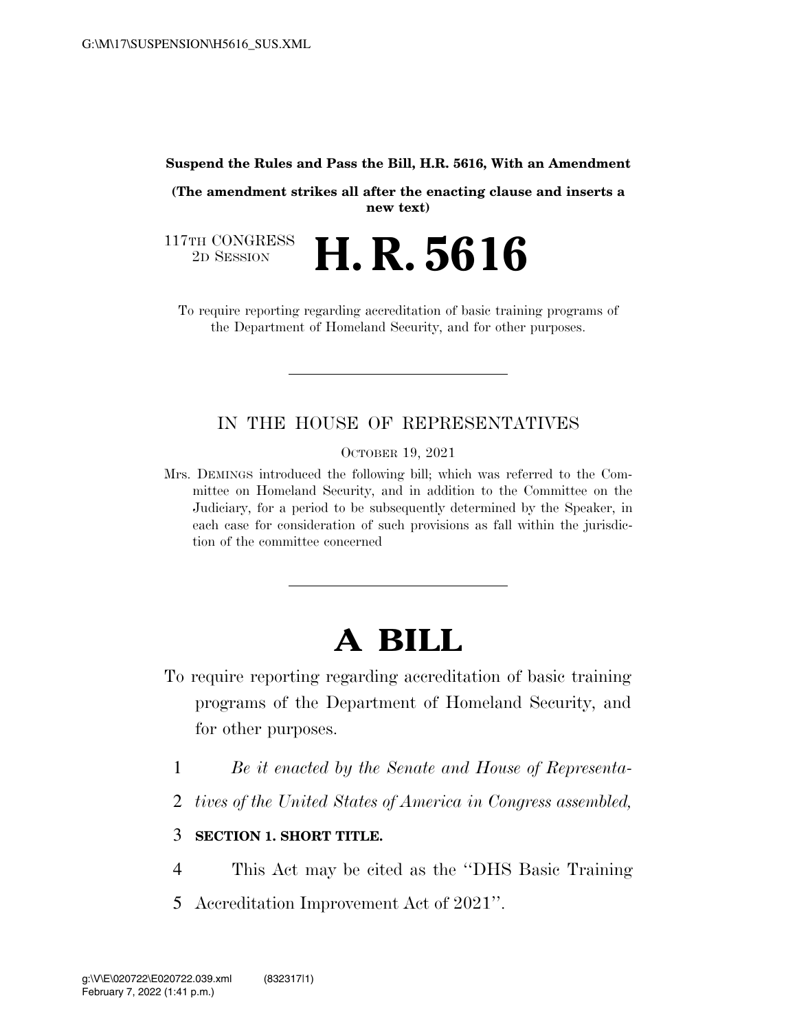**Suspend the Rules and Pass the Bill, H.R. 5616, With an Amendment**

**(The amendment strikes all after the enacting clause and inserts a new text)**

117TH CONGRESS
2D SESSION

# H. R. 5616

To require reporting regarding accreditation of basic training programs of the Department of Homeland Security, and for other purposes.

---

IN THE HOUSE OF REPRESENTATIVES

OCTOBER 19, 2021

Mrs. DEMINGS introduced the following bill; which was referred to the Committee on Homeland Security, and in addition to the Committee on the Judiciary, for a period to be subsequently determined by the Speaker, in each case for consideration of such provisions as fall within the jurisdiction of the committee concerned

---

# A BILL

To require reporting regarding accreditation of basic training programs of the Department of Homeland Security, and for other purposes.

1 *Be it enacted by the Senate and House of Representa-*
2 *tives of the United States of America in Congress assembled,*

3 **SECTION 1. SHORT TITLE.**

4 This Act may be cited as the ''DHS Basic Training
5 Accreditation Improvement Act of 2021''.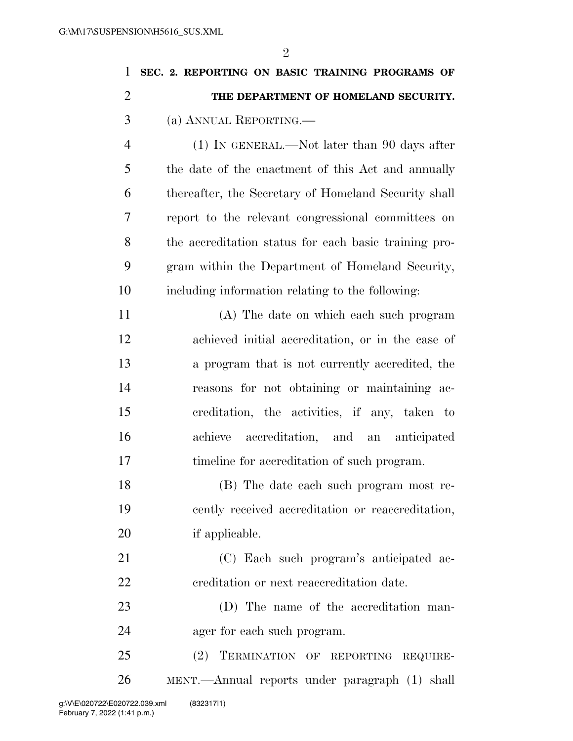**SEC. 2. REPORTING ON BASIC TRAINING PROGRAMS OF THE DEPARTMENT OF HOMELAND SECURITY.**

(a) ANNUAL REPORTING.—

(1) IN GENERAL.—Not later than 90 days after the date of the enactment of this Act and annually thereafter, the Secretary of Homeland Security shall report to the relevant congressional committees on the accreditation status for each basic training program within the Department of Homeland Security, including information relating to the following:

(A) The date on which each such program achieved initial accreditation, or in the case of a program that is not currently accredited, the reasons for not obtaining or maintaining accreditation, the activities, if any, taken to achieve accreditation, and an anticipated timeline for accreditation of such program.

(B) The date each such program most recently received accreditation or reaccreditation, if applicable.

(C) Each such program's anticipated accreditation or next reaccreditation date.

(D) The name of the accreditation manager for each such program.

(2) TERMINATION OF REPORTING REQUIREMENT.—Annual reports under paragraph (1) shall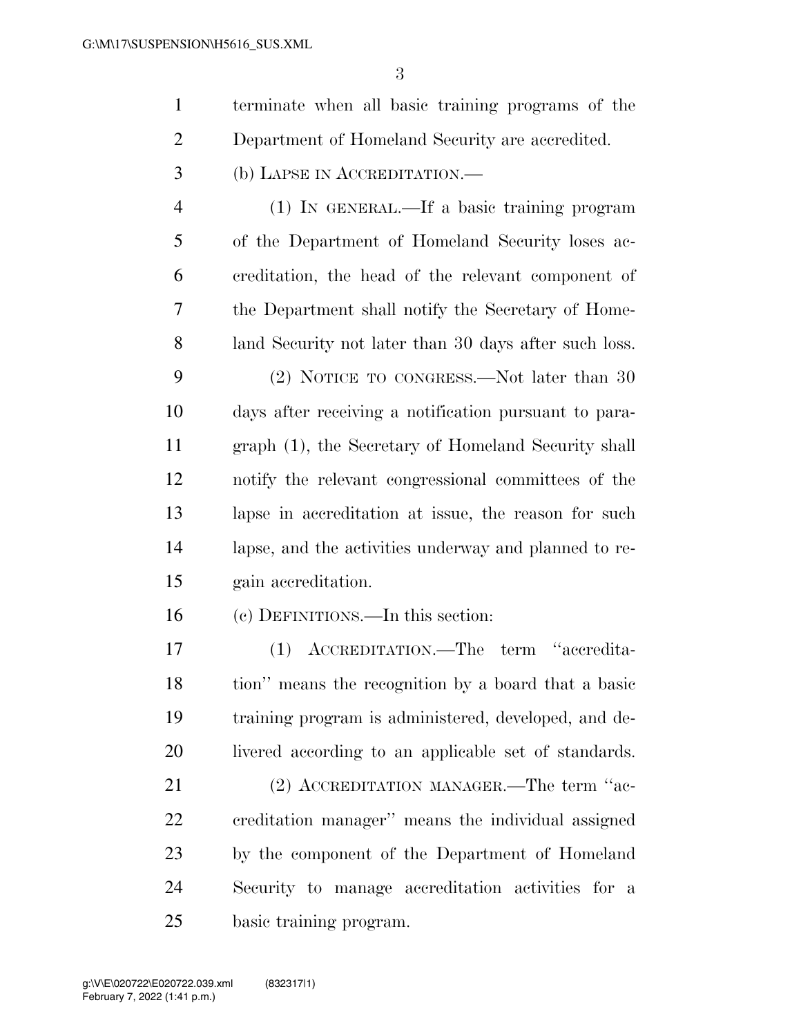terminate when all basic training programs of the Department of Homeland Security are accredited.

(b) LAPSE IN ACCREDITATION.—

(1) IN GENERAL.—If a basic training program of the Department of Homeland Security loses accreditation, the head of the relevant component of the Department shall notify the Secretary of Homeland Security not later than 30 days after such loss.

(2) NOTICE TO CONGRESS.—Not later than 30 days after receiving a notification pursuant to paragraph (1), the Secretary of Homeland Security shall notify the relevant congressional committees of the lapse in accreditation at issue, the reason for such lapse, and the activities underway and planned to regain accreditation.

(c) DEFINITIONS.—In this section:

(1) ACCREDITATION.—The term ''accreditation'' means the recognition by a board that a basic training program is administered, developed, and delivered according to an applicable set of standards.

(2) ACCREDITATION MANAGER.—The term ''accreditation manager'' means the individual assigned by the component of the Department of Homeland Security to manage accreditation activities for a basic training program.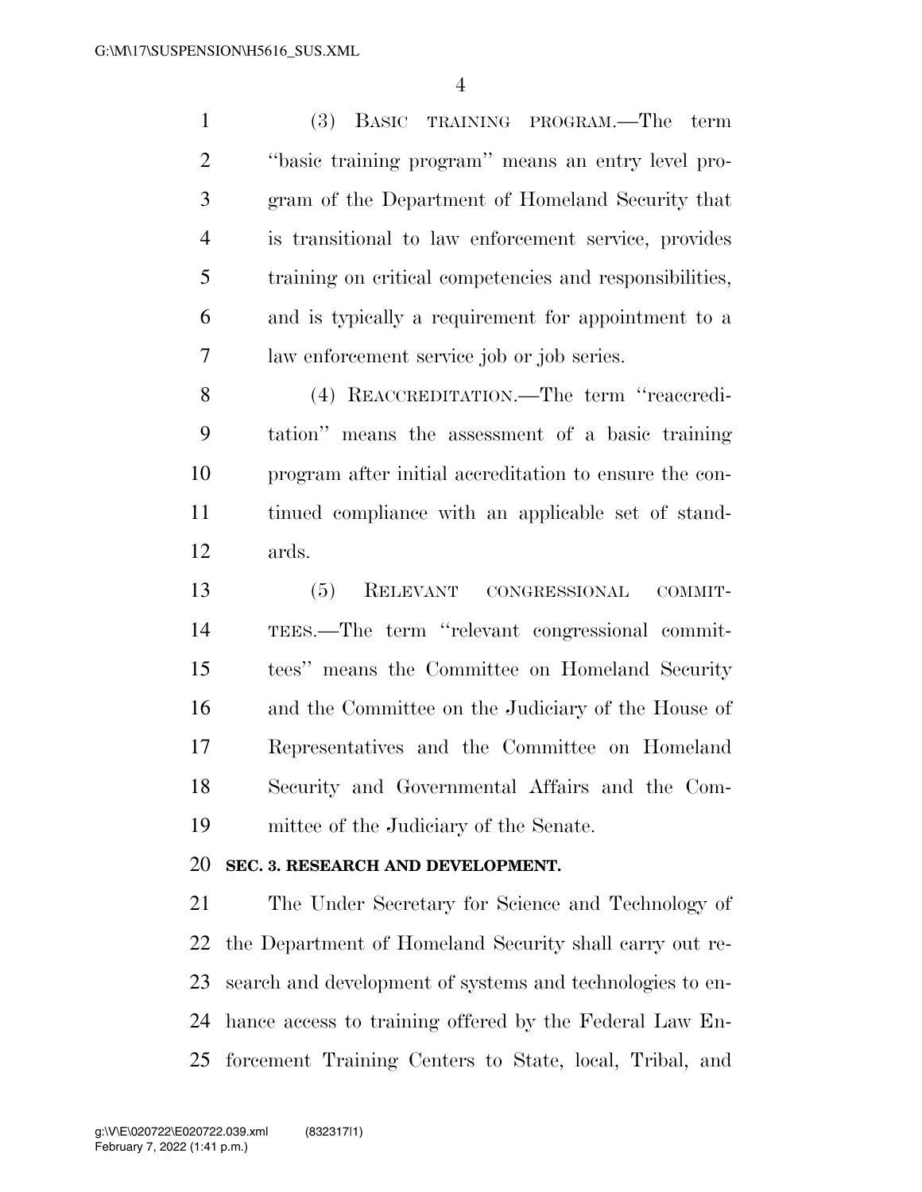(3) BASIC TRAINING PROGRAM.—The term ''basic training program'' means an entry level program of the Department of Homeland Security that is transitional to law enforcement service, provides training on critical competencies and responsibilities, and is typically a requirement for appointment to a law enforcement service job or job series.

(4) REACCREDITATION.—The term ''reaccreditation'' means the assessment of a basic training program after initial accreditation to ensure the continued compliance with an applicable set of standards.

(5) RELEVANT CONGRESSIONAL COMMITTEES.—The term ''relevant congressional committees'' means the Committee on Homeland Security and the Committee on the Judiciary of the House of Representatives and the Committee on Homeland Security and Governmental Affairs and the Committee of the Judiciary of the Senate.

**SEC. 3. RESEARCH AND DEVELOPMENT.**

The Under Secretary for Science and Technology of the Department of Homeland Security shall carry out research and development of systems and technologies to enhance access to training offered by the Federal Law Enforcement Training Centers to State, local, Tribal, and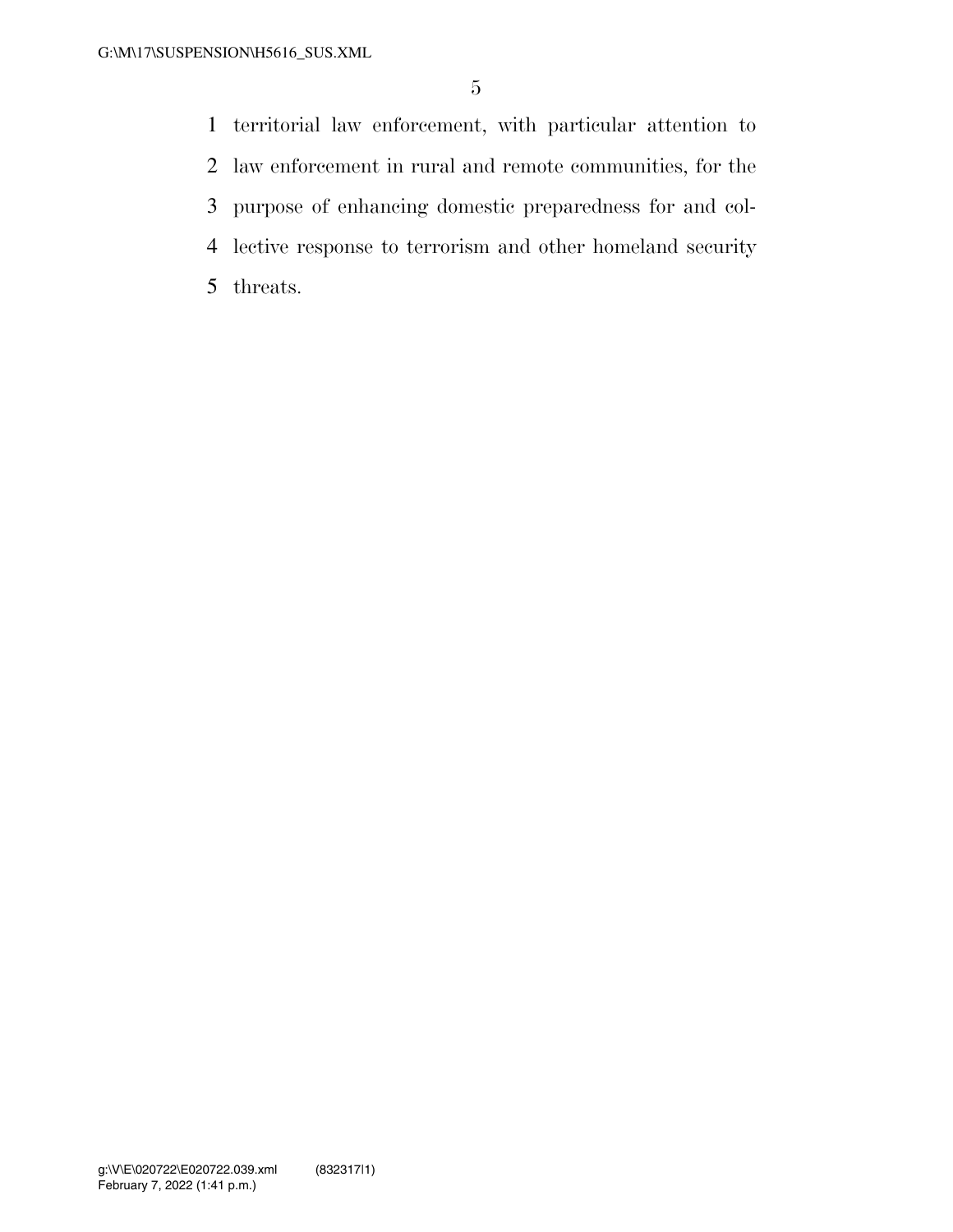territorial law enforcement, with particular attention to law enforcement in rural and remote communities, for the purpose of enhancing domestic preparedness for and collective response to terrorism and other homeland security threats.